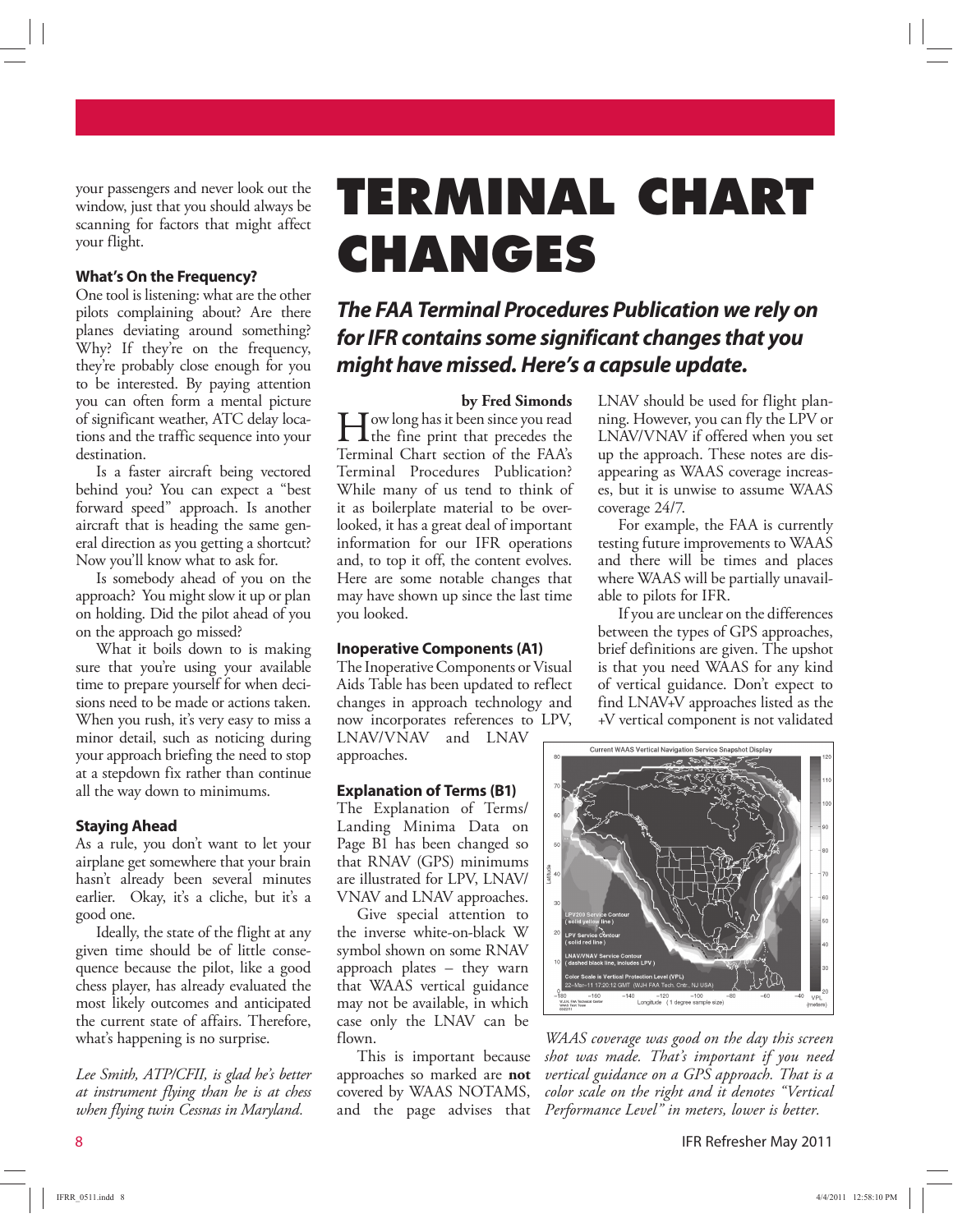your passengers and never look out the window, just that you should always be scanning for factors that might affect your flight.

### What's On the Frequency?

One tool is listening: what are the other pilots complaining about? Are there planes deviating around something? Why? If they're on the frequency, they're probably close enough for you to be interested. By paying attention you can often form a mental picture of significant weather, ATC delay locations and the traffic sequence into your destination.

Is a faster aircraft being vectored behind you? You can expect a "best forward speed" approach. Is another aircraft that is heading the same general direction as you getting a shortcut? Now you'll know what to ask for.

Is somebody ahead of you on the approach? You might slow it up or plan on holding. Did the pilot ahead of you on the approach go missed?

What it boils down to is making sure that you're using your available time to prepare yourself for when decisions need to be made or actions taken. When you rush, it's very easy to miss a minor detail, such as noticing during your approach briefing the need to stop at a stepdown fix rather than continue all the way down to minimums.

### Staying Ahead

As a rule, you don't want to let your airplane get somewhere that your brain hasn't already been several minutes earlier. Okay, it's a cliche, but it's a good one.

Ideally, the state of the flight at any given time should be of little consequence because the pilot, like a good chess player, has already evaluated the most likely outcomes and anticipated the current state of affairs. Therefore, what's happening is no surprise.

*Lee Smith, ATP/CFII, is glad he's better at instrument flying than he is at chess when flying twin Cessnas in Maryland.*

# TERMINAL CHART CHANGES

***The FAA Terminal Procedures Publication we rely on for IFR contains some significant changes that you might have missed. Here's a capsule update.***

**by Fred Simonds**

How long has it been since you read the fine print that precedes the Terminal Chart section of the FAA's Terminal Procedures Publication? While many of us tend to think of it as boilerplate material to be overlooked, it has a great deal of important information for our IFR operations and, to top it off, the content evolves. Here are some notable changes that may have shown up since the last time you looked.

### Inoperative Components (A1)

The Inoperative Components or Visual Aids Table has been updated to reflect changes in approach technology and now incorporates references to LPV, LNAV/VNAV and LNAV approaches.

### Explanation of Terms (B1)

The Explanation of Terms/Landing Minima Data on Page B1 has been changed so that RNAV (GPS) minimums are illustrated for LPV, LNAV/VNAV and LNAV approaches.

Give special attention to the inverse white-on-black W symbol shown on some RNAV approach plates – they warn that WAAS vertical guidance may not be available, in which case only the LNAV can be flown.

This is important because approaches so marked are **not** covered by WAAS NOTAMS, and the page advises that LNAV should be used for flight planning. However, you can fly the LPV or LNAV/VNAV if offered when you set up the approach. These notes are disappearing as WAAS coverage increases, but it is unwise to assume WAAS coverage 24/7.

For example, the FAA is currently testing future improvements to WAAS and there will be times and places where WAAS will be partially unavailable to pilots for IFR.

If you are unclear on the differences between the types of GPS approaches, brief definitions are given. The upshot is that you need WAAS for any kind of vertical guidance. Don't expect to find LNAV+V approaches listed as the +V vertical component is not validated

*WAAS coverage was good on the day this screen shot was made. That's important if you need vertical guidance on a GPS approach. That is a color scale on the right and it denotes "Vertical Performance Level" in meters, lower is better.*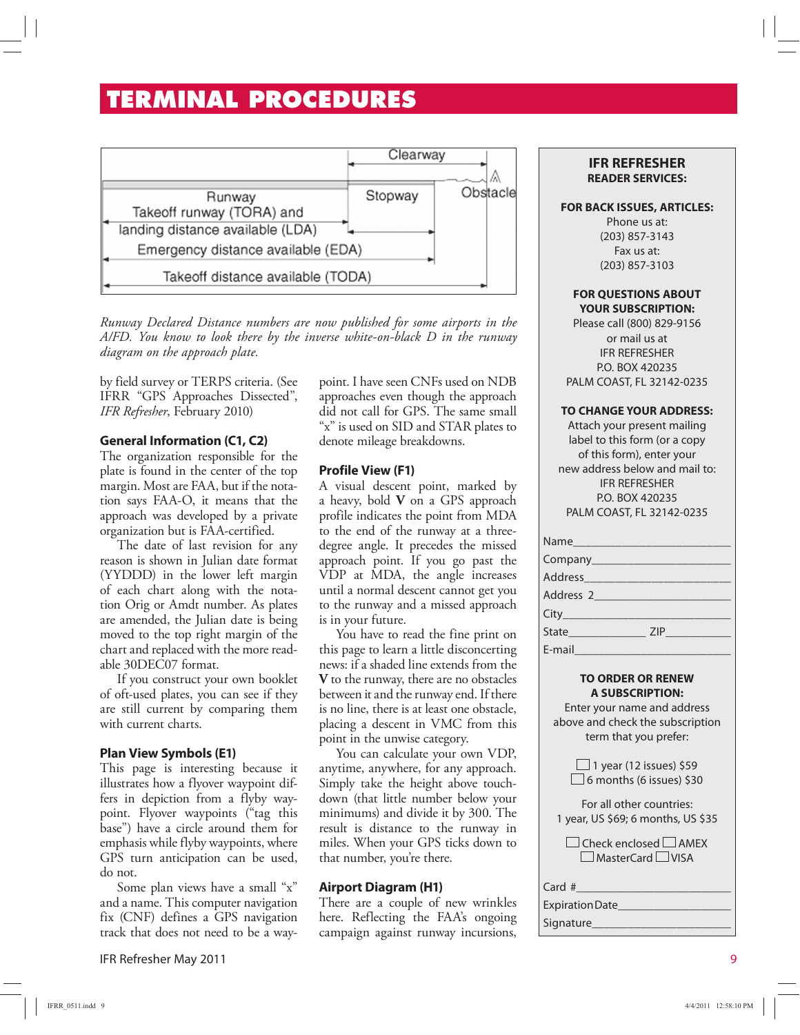# TERMINAL PROCEDURES

Clearway

Runway | Stopway | Obstacle

Takeoff runway (TORA) and landing distance available (LDA)

Emergency distance available (EDA)

Takeoff distance available (TODA)

*Runway Declared Distance numbers are now published for some airports in the A/FD. You know to look there by the inverse white-on-black D in the runway diagram on the approach plate.*

by field survey or TERPS criteria. (See IFRR "GPS Approaches Dissected", *IFR Refresher*, February 2010)

### General Information (C1, C2)

The organization responsible for the plate is found in the center of the top margin. Most are FAA, but if the notation says FAA-O, it means that the approach was developed by a private organization but is FAA-certified.

The date of last revision for any reason is shown in Julian date format (YYDDD) in the lower left margin of each chart along with the notation Orig or Amdt number. As plates are amended, the Julian date is being moved to the top right margin of the chart and replaced with the more readable 30DEC07 format.

If you construct your own booklet of oft-used plates, you can see if they are still current by comparing them with current charts.

### Plan View Symbols (E1)

This page is interesting because it illustrates how a flyover waypoint differs in depiction from a flyby waypoint. Flyover waypoints ("tag this base") have a circle around them for emphasis while flyby waypoints, where GPS turn anticipation can be used, do not.

Some plan views have a small "x" and a name. This computer navigation fix (CNF) defines a GPS navigation track that does not need to be a waypoint. I have seen CNFs used on NDB approaches even though the approach did not call for GPS. The same small "x" is used on SID and STAR plates to denote mileage breakdowns.

### Profile View (F1)

A visual descent point, marked by a heavy, bold **V** on a GPS approach profile indicates the point from MDA to the end of the runway at a three-degree angle. It precedes the missed approach point. If you go past the VDP at MDA, the angle increases until a normal descent cannot get you to the runway and a missed approach is in your future.

You have to read the fine print on this page to learn a little disconcerting news: if a shaded line extends from the **V** to the runway, there are no obstacles between it and the runway end. If there is no line, there is at least one obstacle, placing a descent in VMC from this point in the unwise category.

You can calculate your own VDP, anytime, anywhere, for any approach. Simply take the height above touchdown (that little number below your minimums) and divide it by 300. The result is distance to the runway in miles. When your GPS ticks down to that number, you're there.

### Airport Diagram (H1)

There are a couple of new wrinkles here. Reflecting the FAA's ongoing campaign against runway incursions,

---

**IFR REFRESHER**
**READER SERVICES:**

**FOR BACK ISSUES, ARTICLES:**
Phone us at:
(203) 857-3143
Fax us at:
(203) 857-3103

**FOR QUESTIONS ABOUT YOUR SUBSCRIPTION:**
Please call (800) 829-9156
or mail us at
IFR REFRESHER
P.O. BOX 420235
PALM COAST, FL 32142-0235

**TO CHANGE YOUR ADDRESS:**
Attach your present mailing label to this form (or a copy of this form), enter your new address below and mail to:
IFR REFRESHER
P.O. BOX 420235
PALM COAST, FL 32142-0235

Name\_\_\_\_\_\_\_\_\_\_\_\_\_\_\_\_\_\_\_\_
Company\_\_\_\_\_\_\_\_\_\_\_\_\_\_\_\_\_\_
Address\_\_\_\_\_\_\_\_\_\_\_\_\_\_\_\_\_\_\_
Address 2\_\_\_\_\_\_\_\_\_\_\_\_\_\_\_\_\_
City\_\_\_\_\_\_\_\_\_\_\_\_\_\_\_\_\_\_\_\_\_\_
State\_\_\_\_\_\_\_\_ ZIP\_\_\_\_\_\_\_\_
E-mail\_\_\_\_\_\_\_\_\_\_\_\_\_\_\_\_\_\_\_\_

**TO ORDER OR RENEW A SUBSCRIPTION:**
Enter your name and address above and check the subscription term that you prefer:

☐ 1 year (12 issues) $59
☐ 6 months (6 issues) $30

For all other countries:
1 year, US $69; 6 months, US $35

☐ Check enclosed ☐ AMEX
☐ MasterCard ☐ VISA

Card #\_\_\_\_\_\_\_\_\_\_\_\_\_\_\_\_\_\_\_\_
Expiration Date\_\_\_\_\_\_\_\_\_\_\_\_\_\_
Signature\_\_\_\_\_\_\_\_\_\_\_\_\_\_\_\_\_\_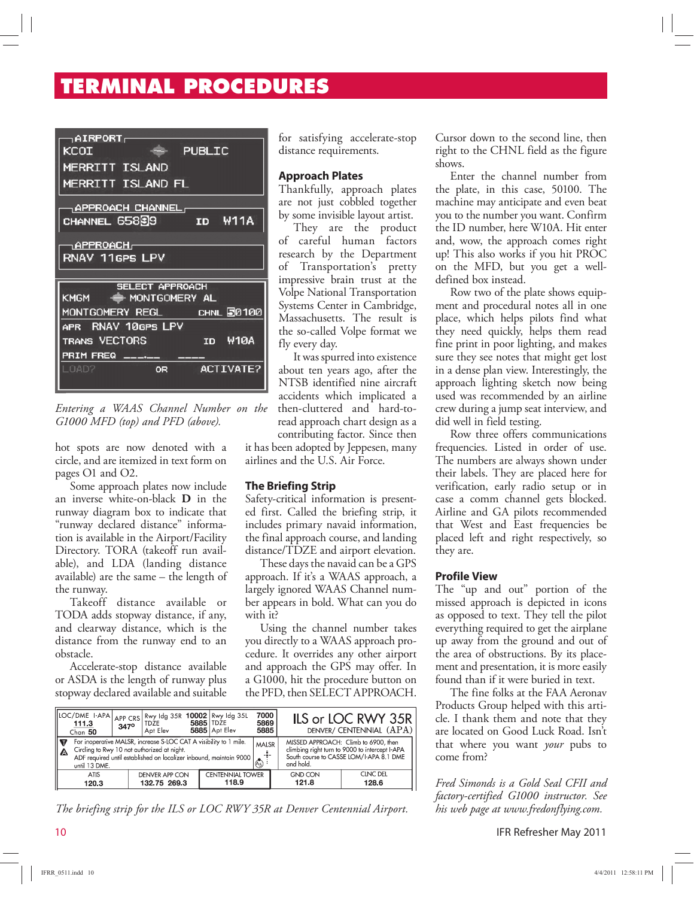# TERMINAL PROCEDURES

AIRPORT
KCOI PUBLIC
MERRITT ISLAND
MERRITT ISLAND FL
APPROACH CHANNEL
CHANNEL 65839 ID W11A
APPROACH
RNAV 11GPS LPV

SELECT APPROACH
KMGM MONTGOMERY AL
MONTGOMERY REGL CHNL 50100
APR RNAV 10GPS LPV
TRANS VECTORS ID W10A
PRIM FREQ ___.___ ____
LOAD? OR ACTIVATE?

*Entering a WAAS Channel Number on the G1000 MFD (top) and PFD (above).*

hot spots are now denoted with a circle, and are itemized in text form on pages O1 and O2.

Some approach plates now include an inverse white-on-black **D** in the runway diagram box to indicate that "runway declared distance" information is available in the Airport/Facility Directory. TORA (takeoff run available), and LDA (landing distance available) are the same – the length of the runway.

Takeoff distance available or TODA adds stopway distance, if any, and clearway distance, which is the distance from the runway end to an obstacle.

Accelerate-stop distance available or ASDA is the length of runway plus stopway declared available and suitable for satisfying accelerate-stop distance requirements.

## Approach Plates

Thankfully, approach plates are not just cobbled together by some invisible layout artist.

They are the product of careful human factors research by the Department of Transportation's pretty impressive brain trust at the Volpe National Transportation Systems Center in Cambridge, Massachusetts. The result is the so-called Volpe format we fly every day.

It was spurred into existence about ten years ago, after the NTSB identified nine aircraft accidents which implicated a then-cluttered and hard-to-read approach chart design as a contributing factor. Since then it has been adopted by Jeppesen, many airlines and the U.S. Air Force.

## The Briefing Strip

Safety-critical information is presented first. Called the briefing strip, it includes primary navaid information, the final approach course, and landing distance/TDZE and airport elevation.

These days the navaid can be a GPS approach. If it's a WAAS approach, a largely ignored WAAS Channel number appears in bold. What can you do with it?

Using the channel number takes you directly to a WAAS approach procedure. It overrides any other airport and approach the GPS may offer. In a G1000, hit the procedure button on the PFD, then SELECT APPROACH.

Cursor down to the second line, then right to the CHNL field as the figure shows.

Enter the channel number from the plate, in this case, 50100. The machine may anticipate and even beat you to the number you want. Confirm the ID number, here W10A. Hit enter and, wow, the approach comes right up! This also works if you hit PROC on the MFD, but you get a well-defined box instead.

Row two of the plate shows equipment and procedural notes all in one place, which helps pilots find what they need quickly, helps them read fine print in poor lighting, and makes sure they see notes that might get lost in a dense plan view. Interestingly, the approach lighting sketch now being used was recommended by an airline crew during a jump seat interview, and did well in field testing.

Row three offers communications frequencies. Listed in order of use. The numbers are always shown under their labels. They are placed here for verification, early radio setup or in case a comm channel gets blocked. Airline and GA pilots recommended that West and East frequencies be placed left and right respectively, so they are.

## Profile View

The "up and out" portion of the missed approach is depicted in icons as opposed to text. They tell the pilot everything required to get the airplane up away from the ground and out of the area of obstructions. By its placement and presentation, it is more easily found than if it were buried in text.

The fine folks at the FAA Aeronav Products Group helped with this article. I thank them and note that they are located on Good Luck Road. Isn't that where you want *your* pubs to come from?

*Fred Simonds is a Gold Seal CFII and factory-certified G1000 instructor. See his web page at www.fredonflying.com.*

LOC/DME I-APA 111.3 Chan 50 | APP CRS 347° | Rwy ldg 35R 10002, TDZE 5885, Apt Elev 5885 | Rwy ldg 35L 7000, TDZE 5869, Apt Elev 5885 | ILS or LOC RWY 35R DENVER/ CENTENNIAL (APA)

For inoperative MALSR, increase S-LOC CAT A visibility to 1 mile. Circling to Rwy 10 not authorized at night. ADF required until established on localizer inbound, maintain 9000 until 13 DME. | MALSR | MISSED APPROACH: Climb to 6900, then climbing right turn to 9000 to intercept I-APA South course to CASSE LOM/I-APA 8.1 DME and hold.

| ATIS | DENVER APP CON | CENTENNIAL TOWER | GND CON | CLNC DEL |
|---|---|---|---|---|
| 120.3 | 132.75 269.3 | 118.9 | 121.8 | 128.6 |

*The briefing strip for the ILS or LOC RWY 35R at Denver Centennial Airport.*